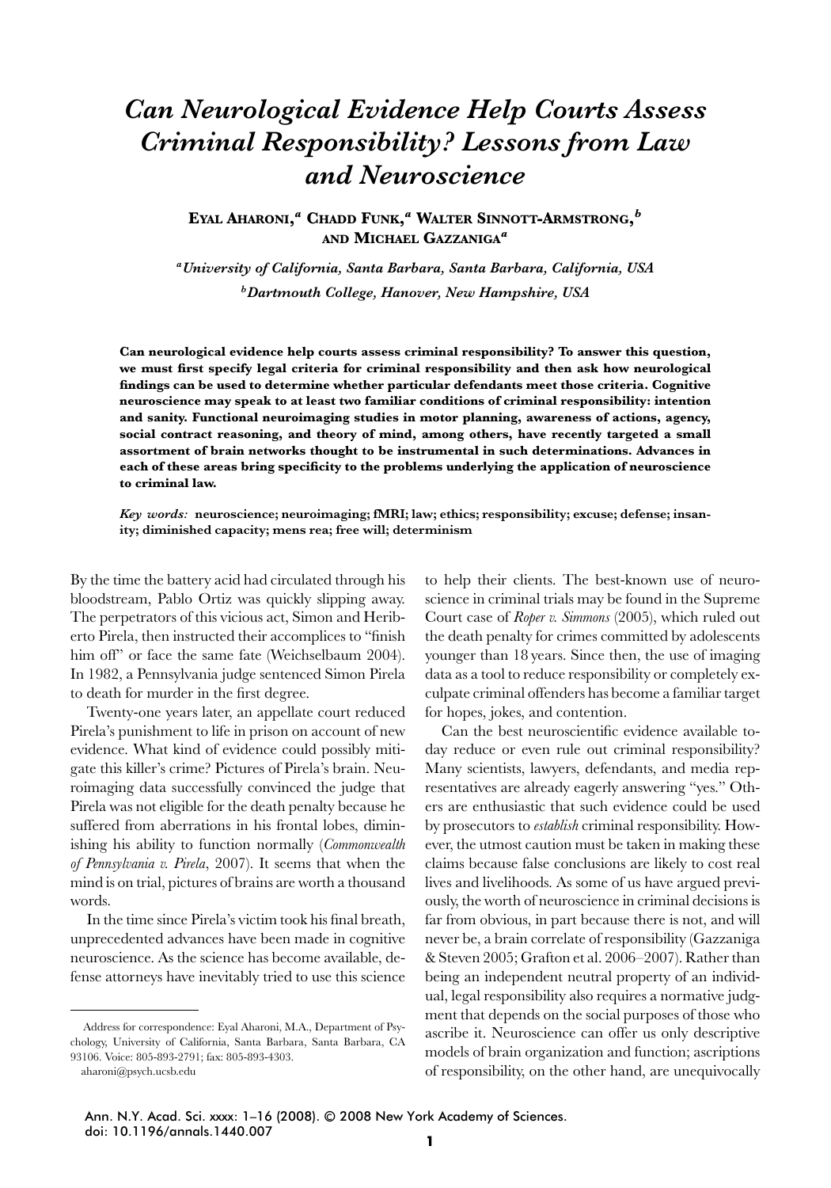# *Can Neurological Evidence Help Courts Assess Criminal Responsibility? Lessons from Law and Neuroscience*

**Eyal Aharoni,[a] Chadd Funk,[a] Walter Sinnott-Armstrong,[b] and Michael Gazzaniga[a]**

*[a]University of California, Santa Barbara, Santa Barbara, California, USA*

*[b]Dartmouth College, Hanover, New Hampshire, USA*

**Can neurological evidence help courts assess criminal responsibility? To answer this question, we must first specify legal criteria for criminal responsibility and then ask how neurological findings can be used to determine whether particular defendants meet those criteria. Cognitive neuroscience may speak to at least two familiar conditions of criminal responsibility: intention and sanity. Functional neuroimaging studies in motor planning, awareness of actions, agency, social contract reasoning, and theory of mind, among others, have recently targeted a small assortment of brain networks thought to be instrumental in such determinations. Advances in each of these areas bring specificity to the problems underlying the application of neuroscience to criminal law.**

*Key words:* **neuroscience; neuroimaging; fMRI; law; ethics; responsibility; excuse; defense; insanity; diminished capacity; mens rea; free will; determinism**

By the time the battery acid had circulated through his bloodstream, Pablo Ortiz was quickly slipping away. The perpetrators of this vicious act, Simon and Heriberto Pirela, then instructed their accomplices to "finish him off" or face the same fate (Weichselbaum 2004). In 1982, a Pennsylvania judge sentenced Simon Pirela to death for murder in the first degree.

Twenty-one years later, an appellate court reduced Pirela's punishment to life in prison on account of new evidence. What kind of evidence could possibly mitigate this killer's crime? Pictures of Pirela's brain. Neuroimaging data successfully convinced the judge that Pirela was not eligible for the death penalty because he suffered from aberrations in his frontal lobes, diminishing his ability to function normally (*Commonwealth of Pennsylvania v. Pirela*, 2007). It seems that when the mind is on trial, pictures of brains are worth a thousand words.

In the time since Pirela's victim took his final breath, unprecedented advances have been made in cognitive neuroscience. As the science has become available, defense attorneys have inevitably tried to use this science to help their clients. The best-known use of neuroscience in criminal trials may be found in the Supreme Court case of *Roper v. Simmons* (2005), which ruled out the death penalty for crimes committed by adolescents younger than 18 years. Since then, the use of imaging data as a tool to reduce responsibility or completely exculpate criminal offenders has become a familiar target for hopes, jokes, and contention.

Can the best neuroscientific evidence available today reduce or even rule out criminal responsibility? Many scientists, lawyers, defendants, and media representatives are already eagerly answering "yes." Others are enthusiastic that such evidence could be used by prosecutors to *establish* criminal responsibility. However, the utmost caution must be taken in making these claims because false conclusions are likely to cost real lives and livelihoods. As some of us have argued previously, the worth of neuroscience in criminal decisions is far from obvious, in part because there is not, and will never be, a brain correlate of responsibility (Gazzaniga & Steven 2005; Grafton et al. 2006–2007). Rather than being an independent neutral property of an individual, legal responsibility also requires a normative judgment that depends on the social purposes of those who ascribe it. Neuroscience can offer us only descriptive models of brain organization and function; ascriptions of responsibility, on the other hand, are unequivocally

Address for correspondence: Eyal Aharoni, M.A., Department of Psychology, University of California, Santa Barbara, Santa Barbara, CA 93106. Voice: 805-893-2791; fax: 805-893-4303.
aharoni@psych.ucsb.edu

Ann. N.Y. Acad. Sci. xxxx: 1–16 (2008). © 2008 New York Academy of Sciences.
doi: 10.1196/annals.1440.007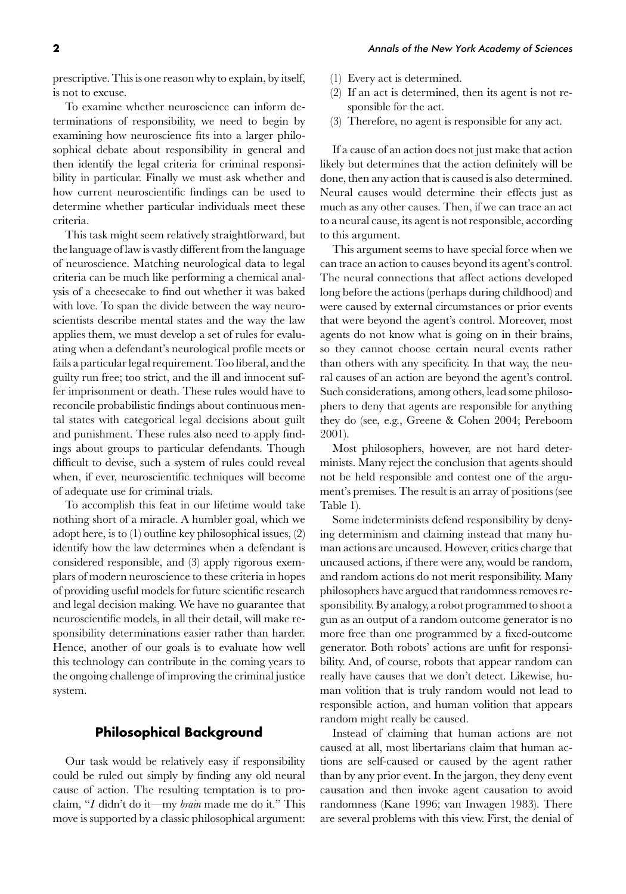prescriptive. This is one reason why to explain, by itself, is not to excuse.

To examine whether neuroscience can inform determinations of responsibility, we need to begin by examining how neuroscience fits into a larger philosophical debate about responsibility in general and then identify the legal criteria for criminal responsibility in particular. Finally we must ask whether and how current neuroscientific findings can be used to determine whether particular individuals meet these criteria.

This task might seem relatively straightforward, but the language of law is vastly different from the language of neuroscience. Matching neurological data to legal criteria can be much like performing a chemical analysis of a cheesecake to find out whether it was baked with love. To span the divide between the way neuroscientists describe mental states and the way the law applies them, we must develop a set of rules for evaluating when a defendant's neurological profile meets or fails a particular legal requirement. Too liberal, and the guilty run free; too strict, and the ill and innocent suffer imprisonment or death. These rules would have to reconcile probabilistic findings about continuous mental states with categorical legal decisions about guilt and punishment. These rules also need to apply findings about groups to particular defendants. Though difficult to devise, such a system of rules could reveal when, if ever, neuroscientific techniques will become of adequate use for criminal trials.

To accomplish this feat in our lifetime would take nothing short of a miracle. A humbler goal, which we adopt here, is to (1) outline key philosophical issues, (2) identify how the law determines when a defendant is considered responsible, and (3) apply rigorous exemplars of modern neuroscience to these criteria in hopes of providing useful models for future scientific research and legal decision making. We have no guarantee that neuroscientific models, in all their detail, will make responsibility determinations easier rather than harder. Hence, another of our goals is to evaluate how well this technology can contribute in the coming years to the ongoing challenge of improving the criminal justice system.

## Philosophical Background

Our task would be relatively easy if responsibility could be ruled out simply by finding any old neural cause of action. The resulting temptation is to proclaim, "*I* didn't do it—my *brain* made me do it." This move is supported by a classic philosophical argument:

(1) Every act is determined.
(2) If an act is determined, then its agent is not responsible for the act.
(3) Therefore, no agent is responsible for any act.

If a cause of an action does not just make that action likely but determines that the action definitely will be done, then any action that is caused is also determined. Neural causes would determine their effects just as much as any other causes. Then, if we can trace an act to a neural cause, its agent is not responsible, according to this argument.

This argument seems to have special force when we can trace an action to causes beyond its agent's control. The neural connections that affect actions developed long before the actions (perhaps during childhood) and were caused by external circumstances or prior events that were beyond the agent's control. Moreover, most agents do not know what is going on in their brains, so they cannot choose certain neural events rather than others with any specificity. In that way, the neural causes of an action are beyond the agent's control. Such considerations, among others, lead some philosophers to deny that agents are responsible for anything they do (see, e.g., Greene & Cohen 2004; Pereboom 2001).

Most philosophers, however, are not hard determinists. Many reject the conclusion that agents should not be held responsible and contest one of the argument's premises. The result is an array of positions (see Table 1).

Some indeterminists defend responsibility by denying determinism and claiming instead that many human actions are uncaused. However, critics charge that uncaused actions, if there were any, would be random, and random actions do not merit responsibility. Many philosophers have argued that randomness removes responsibility. By analogy, a robot programmed to shoot a gun as an output of a random outcome generator is no more free than one programmed by a fixed-outcome generator. Both robots' actions are unfit for responsibility. And, of course, robots that appear random can really have causes that we don't detect. Likewise, human volition that is truly random would not lead to responsible action, and human volition that appears random might really be caused.

Instead of claiming that human actions are not caused at all, most libertarians claim that human actions are self-caused or caused by the agent rather than by any prior event. In the jargon, they deny event causation and then invoke agent causation to avoid randomness (Kane 1996; van Inwagen 1983). There are several problems with this view. First, the denial of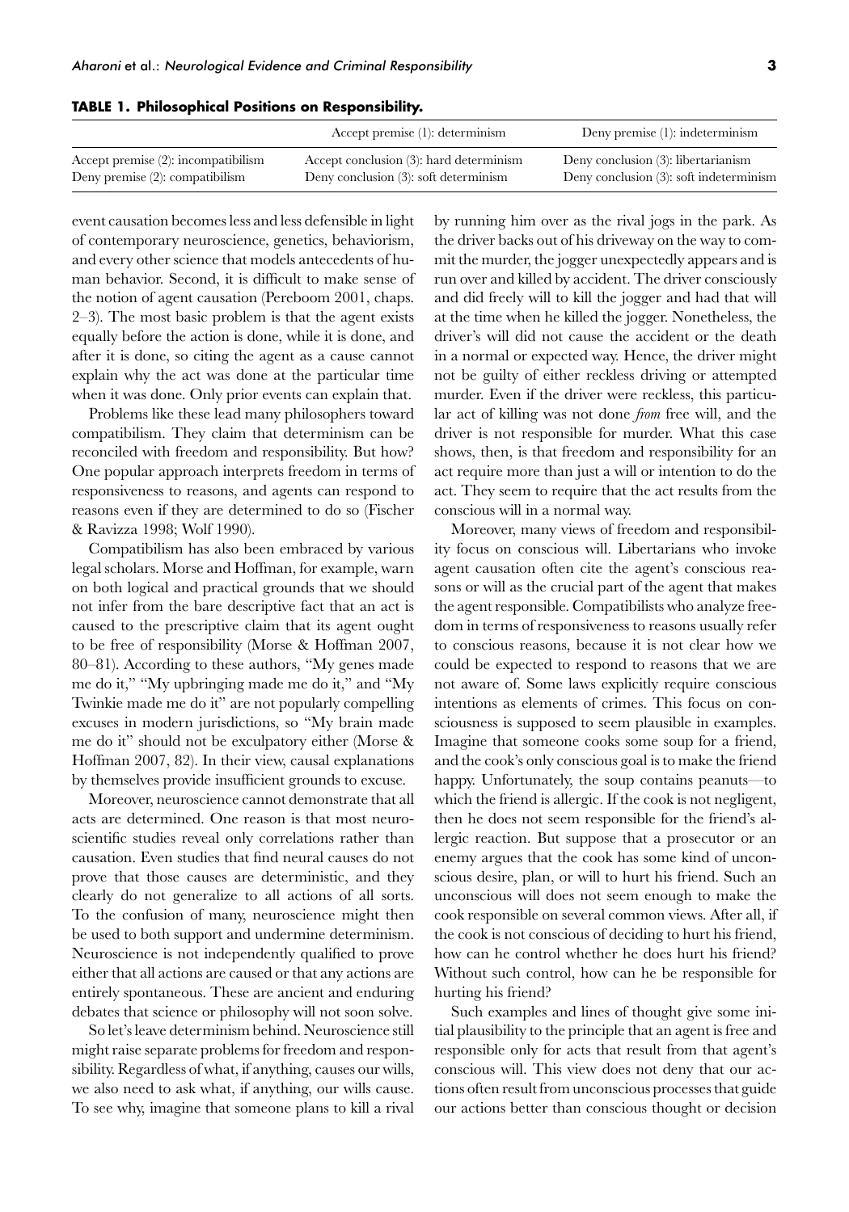**TABLE 1. Philosophical Positions on Responsibility.**

| | Accept premise (1): determinism | Deny premise (1): indeterminism |
|---|---|---|
| Accept premise (2): incompatibilism | Accept conclusion (3): hard determinism | Deny conclusion (3): libertarianism |
| Deny premise (2): compatibilism | Deny conclusion (3): soft determinism | Deny conclusion (3): soft indeterminism |

event causation becomes less and less defensible in light of contemporary neuroscience, genetics, behaviorism, and every other science that models antecedents of human behavior. Second, it is difficult to make sense of the notion of agent causation (Pereboom 2001, chaps. 2–3). The most basic problem is that the agent exists equally before the action is done, while it is done, and after it is done, so citing the agent as a cause cannot explain why the act was done at the particular time when it was done. Only prior events can explain that.

Problems like these lead many philosophers toward compatibilism. They claim that determinism can be reconciled with freedom and responsibility. But how? One popular approach interprets freedom in terms of responsiveness to reasons, and agents can respond to reasons even if they are determined to do so (Fischer & Ravizza 1998; Wolf 1990).

Compatibilism has also been embraced by various legal scholars. Morse and Hoffman, for example, warn on both logical and practical grounds that we should not infer from the bare descriptive fact that an act is caused to the prescriptive claim that its agent ought to be free of responsibility (Morse & Hoffman 2007, 80–81). According to these authors, "My genes made me do it," "My upbringing made me do it," and "My Twinkie made me do it" are not popularly compelling excuses in modern jurisdictions, so "My brain made me do it" should not be exculpatory either (Morse & Hoffman 2007, 82). In their view, causal explanations by themselves provide insufficient grounds to excuse.

Moreover, neuroscience cannot demonstrate that all acts are determined. One reason is that most neuroscientific studies reveal only correlations rather than causation. Even studies that find neural causes do not prove that those causes are deterministic, and they clearly do not generalize to all actions of all sorts. To the confusion of many, neuroscience might then be used to both support and undermine determinism. Neuroscience is not independently qualified to prove either that all actions are caused or that any actions are entirely spontaneous. These are ancient and enduring debates that science or philosophy will not soon solve.

So let's leave determinism behind. Neuroscience still might raise separate problems for freedom and responsibility. Regardless of what, if anything, causes our wills, we also need to ask what, if anything, our wills cause. To see why, imagine that someone plans to kill a rival by running him over as the rival jogs in the park. As the driver backs out of his driveway on the way to commit the murder, the jogger unexpectedly appears and is run over and killed by accident. The driver consciously and did freely will to kill the jogger and had that will at the time when he killed the jogger. Nonetheless, the driver's will did not cause the accident or the death in a normal or expected way. Hence, the driver might not be guilty of either reckless driving or attempted murder. Even if the driver were reckless, this particular act of killing was not done *from* free will, and the driver is not responsible for murder. What this case shows, then, is that freedom and responsibility for an act require more than just a will or intention to do the act. They seem to require that the act results from the conscious will in a normal way.

Moreover, many views of freedom and responsibility focus on conscious will. Libertarians who invoke agent causation often cite the agent's conscious reasons or will as the crucial part of the agent that makes the agent responsible. Compatibilists who analyze freedom in terms of responsiveness to reasons usually refer to conscious reasons, because it is not clear how we could be expected to respond to reasons that we are not aware of. Some laws explicitly require conscious intentions as elements of crimes. This focus on consciousness is supposed to seem plausible in examples. Imagine that someone cooks some soup for a friend, and the cook's only conscious goal is to make the friend happy. Unfortunately, the soup contains peanuts—to which the friend is allergic. If the cook is not negligent, then he does not seem responsible for the friend's allergic reaction. But suppose that a prosecutor or an enemy argues that the cook has some kind of unconscious desire, plan, or will to hurt his friend. Such an unconscious will does not seem enough to make the cook responsible on several common views. After all, if the cook is not conscious of deciding to hurt his friend, how can he control whether he does hurt his friend? Without such control, how can he be responsible for hurting his friend?

Such examples and lines of thought give some initial plausibility to the principle that an agent is free and responsible only for acts that result from that agent's conscious will. This view does not deny that our actions often result from unconscious processes that guide our actions better than conscious thought or decision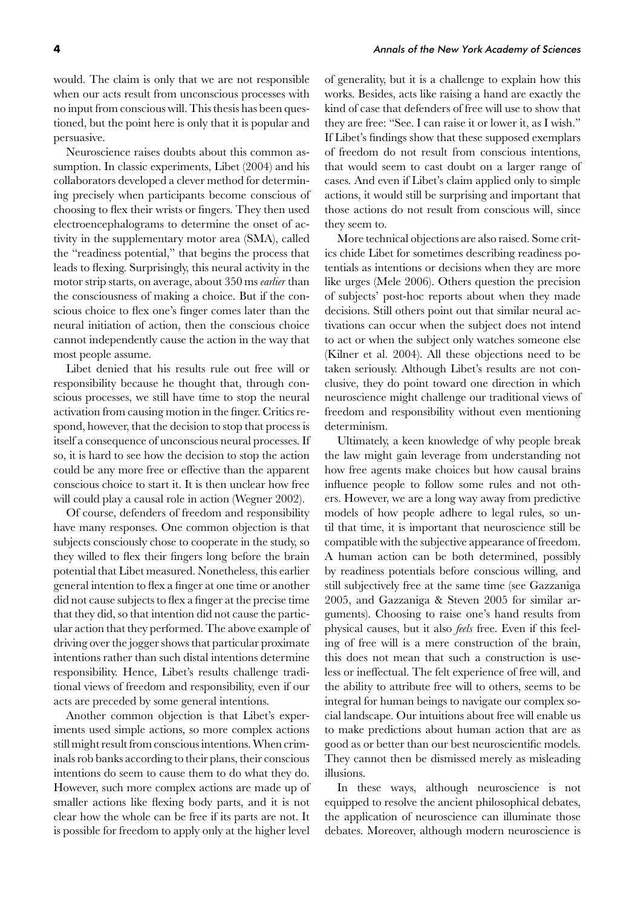would. The claim is only that we are not responsible when our acts result from unconscious processes with no input from conscious will. This thesis has been questioned, but the point here is only that it is popular and persuasive.

Neuroscience raises doubts about this common assumption. In classic experiments, Libet (2004) and his collaborators developed a clever method for determining precisely when participants become conscious of choosing to flex their wrists or fingers. They then used electroencephalograms to determine the onset of activity in the supplementary motor area (SMA), called the "readiness potential," that begins the process that leads to flexing. Surprisingly, this neural activity in the motor strip starts, on average, about 350 ms *earlier* than the consciousness of making a choice. But if the conscious choice to flex one's finger comes later than the neural initiation of action, then the conscious choice cannot independently cause the action in the way that most people assume.

Libet denied that his results rule out free will or responsibility because he thought that, through conscious processes, we still have time to stop the neural activation from causing motion in the finger. Critics respond, however, that the decision to stop that process is itself a consequence of unconscious neural processes. If so, it is hard to see how the decision to stop the action could be any more free or effective than the apparent conscious choice to start it. It is then unclear how free will could play a causal role in action (Wegner 2002).

Of course, defenders of freedom and responsibility have many responses. One common objection is that subjects consciously chose to cooperate in the study, so they willed to flex their fingers long before the brain potential that Libet measured. Nonetheless, this earlier general intention to flex a finger at one time or another did not cause subjects to flex a finger at the precise time that they did, so that intention did not cause the particular action that they performed. The above example of driving over the jogger shows that particular proximate intentions rather than such distal intentions determine responsibility. Hence, Libet's results challenge traditional views of freedom and responsibility, even if our acts are preceded by some general intentions.

Another common objection is that Libet's experiments used simple actions, so more complex actions still might result from conscious intentions. When criminals rob banks according to their plans, their conscious intentions do seem to cause them to do what they do. However, such more complex actions are made up of smaller actions like flexing body parts, and it is not clear how the whole can be free if its parts are not. It is possible for freedom to apply only at the higher level of generality, but it is a challenge to explain how this works. Besides, acts like raising a hand are exactly the kind of case that defenders of free will use to show that they are free: "See. I can raise it or lower it, as I wish." If Libet's findings show that these supposed exemplars of freedom do not result from conscious intentions, that would seem to cast doubt on a larger range of cases. And even if Libet's claim applied only to simple actions, it would still be surprising and important that those actions do not result from conscious will, since they seem to.

More technical objections are also raised. Some critics chide Libet for sometimes describing readiness potentials as intentions or decisions when they are more like urges (Mele 2006). Others question the precision of subjects' post-hoc reports about when they made decisions. Still others point out that similar neural activations can occur when the subject does not intend to act or when the subject only watches someone else (Kilner et al. 2004). All these objections need to be taken seriously. Although Libet's results are not conclusive, they do point toward one direction in which neuroscience might challenge our traditional views of freedom and responsibility without even mentioning determinism.

Ultimately, a keen knowledge of why people break the law might gain leverage from understanding not how free agents make choices but how causal brains influence people to follow some rules and not others. However, we are a long way away from predictive models of how people adhere to legal rules, so until that time, it is important that neuroscience still be compatible with the subjective appearance of freedom. A human action can be both determined, possibly by readiness potentials before conscious willing, and still subjectively free at the same time (see Gazzaniga 2005, and Gazzaniga & Steven 2005 for similar arguments). Choosing to raise one's hand results from physical causes, but it also *feels* free. Even if this feeling of free will is a mere construction of the brain, this does not mean that such a construction is useless or ineffectual. The felt experience of free will, and the ability to attribute free will to others, seems to be integral for human beings to navigate our complex social landscape. Our intuitions about free will enable us to make predictions about human action that are as good as or better than our best neuroscientific models. They cannot then be dismissed merely as misleading illusions.

In these ways, although neuroscience is not equipped to resolve the ancient philosophical debates, the application of neuroscience can illuminate those debates. Moreover, although modern neuroscience is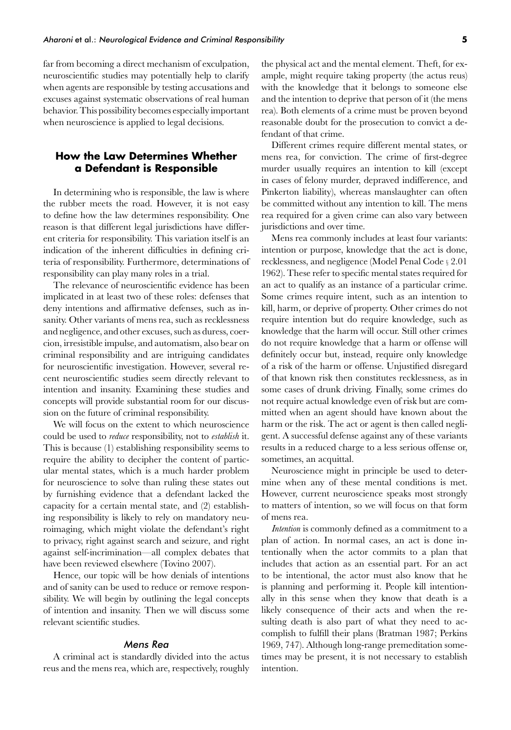far from becoming a direct mechanism of exculpation, neuroscientific studies may potentially help to clarify when agents are responsible by testing accusations and excuses against systematic observations of real human behavior. This possibility becomes especially important when neuroscience is applied to legal decisions.

## How the Law Determines Whether a Defendant is Responsible

In determining who is responsible, the law is where the rubber meets the road. However, it is not easy to define how the law determines responsibility. One reason is that different legal jurisdictions have different criteria for responsibility. This variation itself is an indication of the inherent difficulties in defining criteria of responsibility. Furthermore, determinations of responsibility can play many roles in a trial.

The relevance of neuroscientific evidence has been implicated in at least two of these roles: defenses that deny intentions and affirmative defenses, such as insanity. Other variants of mens rea, such as recklessness and negligence, and other excuses, such as duress, coercion, irresistible impulse, and automatism, also bear on criminal responsibility and are intriguing candidates for neuroscientific investigation. However, several recent neuroscientific studies seem directly relevant to intention and insanity. Examining these studies and concepts will provide substantial room for our discussion on the future of criminal responsibility.

We will focus on the extent to which neuroscience could be used to *reduce* responsibility, not to *establish* it. This is because (1) establishing responsibility seems to require the ability to decipher the content of particular mental states, which is a much harder problem for neuroscience to solve than ruling these states out by furnishing evidence that a defendant lacked the capacity for a certain mental state, and (2) establishing responsibility is likely to rely on mandatory neuroimaging, which might violate the defendant's right to privacy, right against search and seizure, and right against self-incrimination—all complex debates that have been reviewed elsewhere (Tovino 2007).

Hence, our topic will be how denials of intentions and of sanity can be used to reduce or remove responsibility. We will begin by outlining the legal concepts of intention and insanity. Then we will discuss some relevant scientific studies.

### *Mens Rea*

A criminal act is standardly divided into the actus reus and the mens rea, which are, respectively, roughly the physical act and the mental element. Theft, for example, might require taking property (the actus reus) with the knowledge that it belongs to someone else and the intention to deprive that person of it (the mens rea). Both elements of a crime must be proven beyond reasonable doubt for the prosecution to convict a defendant of that crime.

Different crimes require different mental states, or mens rea, for conviction. The crime of first-degree murder usually requires an intention to kill (except in cases of felony murder, depraved indifference, and Pinkerton liability), whereas manslaughter can often be committed without any intention to kill. The mens rea required for a given crime can also vary between jurisdictions and over time.

Mens rea commonly includes at least four variants: intention or purpose, knowledge that the act is done, recklessness, and negligence (Model Penal Code § 2.01 1962). These refer to specific mental states required for an act to qualify as an instance of a particular crime. Some crimes require intent, such as an intention to kill, harm, or deprive of property. Other crimes do not require intention but do require knowledge, such as knowledge that the harm will occur. Still other crimes do not require knowledge that a harm or offense will definitely occur but, instead, require only knowledge of a risk of the harm or offense. Unjustified disregard of that known risk then constitutes recklessness, as in some cases of drunk driving. Finally, some crimes do not require actual knowledge even of risk but are committed when an agent should have known about the harm or the risk. The act or agent is then called negligent. A successful defense against any of these variants results in a reduced charge to a less serious offense or, sometimes, an acquittal.

Neuroscience might in principle be used to determine when any of these mental conditions is met. However, current neuroscience speaks most strongly to matters of intention, so we will focus on that form of mens rea.

*Intention* is commonly defined as a commitment to a plan of action. In normal cases, an act is done intentionally when the actor commits to a plan that includes that action as an essential part. For an act to be intentional, the actor must also know that he is planning and performing it. People kill intentionally in this sense when they know that death is a likely consequence of their acts and when the resulting death is also part of what they need to accomplish to fulfill their plans (Bratman 1987; Perkins 1969, 747). Although long-range premeditation sometimes may be present, it is not necessary to establish intention.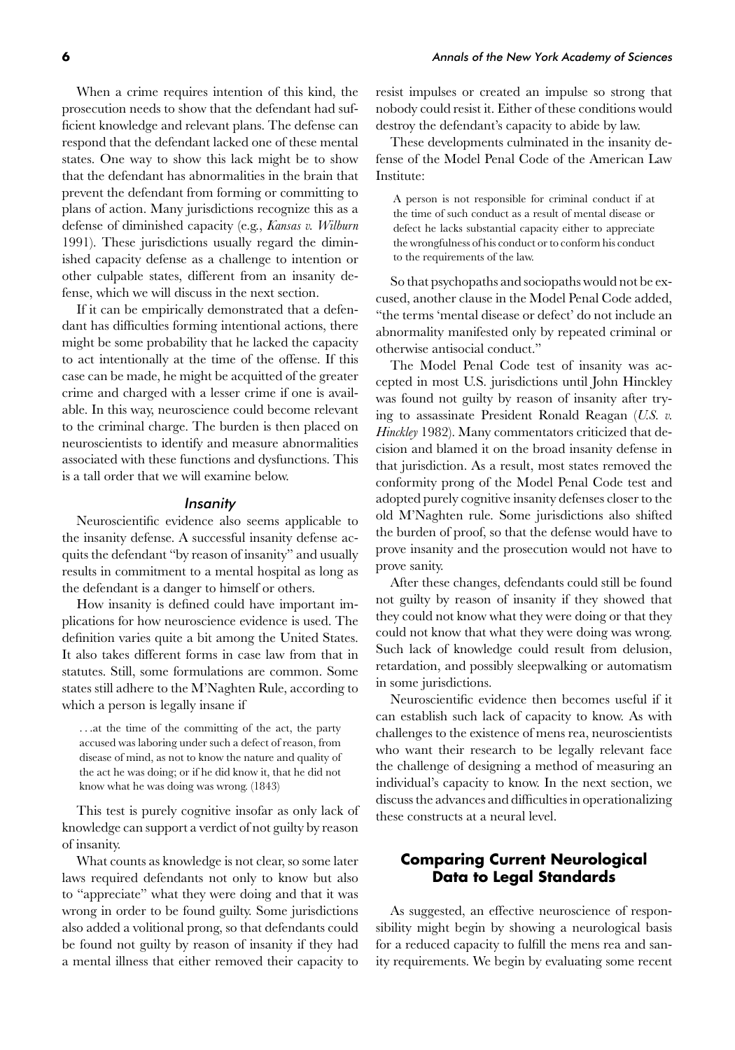When a crime requires intention of this kind, the prosecution needs to show that the defendant had sufficient knowledge and relevant plans. The defense can respond that the defendant lacked one of these mental states. One way to show this lack might be to show that the defendant has abnormalities in the brain that prevent the defendant from forming or committing to plans of action. Many jurisdictions recognize this as a defense of diminished capacity (e.g., *Kansas v. Wilburn* 1991). These jurisdictions usually regard the diminished capacity defense as a challenge to intention or other culpable states, different from an insanity defense, which we will discuss in the next section.

If it can be empirically demonstrated that a defendant has difficulties forming intentional actions, there might be some probability that he lacked the capacity to act intentionally at the time of the offense. If this case can be made, he might be acquitted of the greater crime and charged with a lesser crime if one is available. In this way, neuroscience could become relevant to the criminal charge. The burden is then placed on neuroscientists to identify and measure abnormalities associated with these functions and dysfunctions. This is a tall order that we will examine below.

### *Insanity*

Neuroscientific evidence also seems applicable to the insanity defense. A successful insanity defense acquits the defendant "by reason of insanity" and usually results in commitment to a mental hospital as long as the defendant is a danger to himself or others.

How insanity is defined could have important implications for how neuroscience evidence is used. The definition varies quite a bit among the United States. It also takes different forms in case law from that in statutes. Still, some formulations are common. Some states still adhere to the M'Naghten Rule, according to which a person is legally insane if

> ...at the time of the committing of the act, the party accused was laboring under such a defect of reason, from disease of mind, as not to know the nature and quality of the act he was doing; or if he did know it, that he did not know what he was doing was wrong. (1843)

This test is purely cognitive insofar as only lack of knowledge can support a verdict of not guilty by reason of insanity.

What counts as knowledge is not clear, so some later laws required defendants not only to know but also to "appreciate" what they were doing and that it was wrong in order to be found guilty. Some jurisdictions also added a volitional prong, so that defendants could be found not guilty by reason of insanity if they had a mental illness that either removed their capacity to resist impulses or created an impulse so strong that nobody could resist it. Either of these conditions would destroy the defendant's capacity to abide by law.

These developments culminated in the insanity defense of the Model Penal Code of the American Law Institute:

> A person is not responsible for criminal conduct if at the time of such conduct as a result of mental disease or defect he lacks substantial capacity either to appreciate the wrongfulness of his conduct or to conform his conduct to the requirements of the law.

So that psychopaths and sociopaths would not be excused, another clause in the Model Penal Code added, "the terms 'mental disease or defect' do not include an abnormality manifested only by repeated criminal or otherwise antisocial conduct."

The Model Penal Code test of insanity was accepted in most U.S. jurisdictions until John Hinckley was found not guilty by reason of insanity after trying to assassinate President Ronald Reagan (*U.S. v. Hinckley* 1982). Many commentators criticized that decision and blamed it on the broad insanity defense in that jurisdiction. As a result, most states removed the conformity prong of the Model Penal Code test and adopted purely cognitive insanity defenses closer to the old M'Naghten rule. Some jurisdictions also shifted the burden of proof, so that the defense would have to prove insanity and the prosecution would not have to prove sanity.

After these changes, defendants could still be found not guilty by reason of insanity if they showed that they could not know what they were doing or that they could not know that what they were doing was wrong. Such lack of knowledge could result from delusion, retardation, and possibly sleepwalking or automatism in some jurisdictions.

Neuroscientific evidence then becomes useful if it can establish such lack of capacity to know. As with challenges to the existence of mens rea, neuroscientists who want their research to be legally relevant face the challenge of designing a method of measuring an individual's capacity to know. In the next section, we discuss the advances and difficulties in operationalizing these constructs at a neural level.

## Comparing Current Neurological Data to Legal Standards

As suggested, an effective neuroscience of responsibility might begin by showing a neurological basis for a reduced capacity to fulfill the mens rea and sanity requirements. We begin by evaluating some recent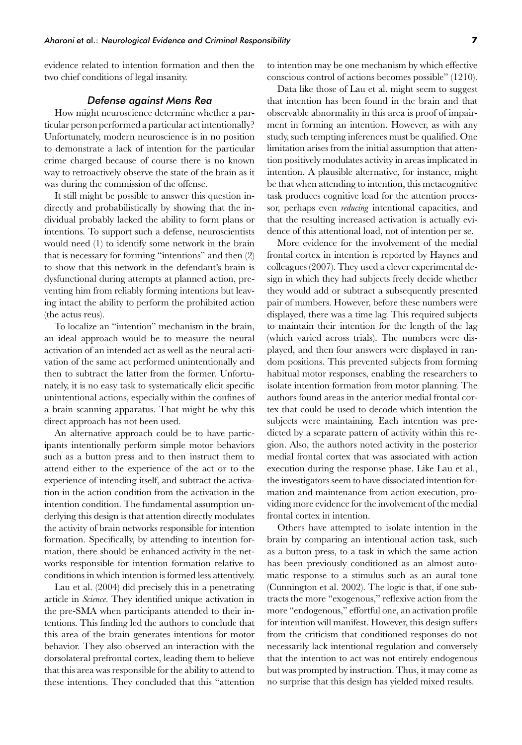evidence related to intention formation and then the two chief conditions of legal insanity.

### *Defense against Mens Rea*

How might neuroscience determine whether a particular person performed a particular act intentionally? Unfortunately, modern neuroscience is in no position to demonstrate a lack of intention for the particular crime charged because of course there is no known way to retroactively observe the state of the brain as it was during the commission of the offense.

It still might be possible to answer this question indirectly and probabilistically by showing that the individual probably lacked the ability to form plans or intentions. To support such a defense, neuroscientists would need (1) to identify some network in the brain that is necessary for forming "intentions" and then (2) to show that this network in the defendant's brain is dysfunctional during attempts at planned action, preventing him from reliably forming intentions but leaving intact the ability to perform the prohibited action (the actus reus).

To localize an "intention" mechanism in the brain, an ideal approach would be to measure the neural activation of an intended act as well as the neural activation of the same act performed unintentionally and then to subtract the latter from the former. Unfortunately, it is no easy task to systematically elicit specific unintentional actions, especially within the confines of a brain scanning apparatus. That might be why this direct approach has not been used.

An alternative approach could be to have participants intentionally perform simple motor behaviors such as a button press and to then instruct them to attend either to the experience of the act or to the experience of intending itself, and subtract the activation in the action condition from the activation in the intention condition. The fundamental assumption underlying this design is that attention directly modulates the activity of brain networks responsible for intention formation. Specifically, by attending to intention formation, there should be enhanced activity in the networks responsible for intention formation relative to conditions in which intention is formed less attentively.

Lau et al. (2004) did precisely this in a penetrating article in *Science*. They identified unique activation in the pre-SMA when participants attended to their intentions. This finding led the authors to conclude that this area of the brain generates intentions for motor behavior. They also observed an interaction with the dorsolateral prefrontal cortex, leading them to believe that this area was responsible for the ability to attend to these intentions. They concluded that this "attention to intention may be one mechanism by which effective conscious control of actions becomes possible" (1210).

Data like those of Lau et al. might seem to suggest that intention has been found in the brain and that observable abnormality in this area is proof of impairment in forming an intention. However, as with any study, such tempting inferences must be qualified. One limitation arises from the initial assumption that attention positively modulates activity in areas implicated in intention. A plausible alternative, for instance, might be that when attending to intention, this metacognitive task produces cognitive load for the attention processor, perhaps even *reducing* intentional capacities, and that the resulting increased activation is actually evidence of this attentional load, not of intention per se.

More evidence for the involvement of the medial frontal cortex in intention is reported by Haynes and colleagues (2007). They used a clever experimental design in which they had subjects freely decide whether they would add or subtract a subsequently presented pair of numbers. However, before these numbers were displayed, there was a time lag. This required subjects to maintain their intention for the length of the lag (which varied across trials). The numbers were displayed, and then four answers were displayed in random positions. This prevented subjects from forming habitual motor responses, enabling the researchers to isolate intention formation from motor planning. The authors found areas in the anterior medial frontal cortex that could be used to decode which intention the subjects were maintaining. Each intention was predicted by a separate pattern of activity within this region. Also, the authors noted activity in the posterior medial frontal cortex that was associated with action execution during the response phase. Like Lau et al., the investigators seem to have dissociated intention formation and maintenance from action execution, providing more evidence for the involvement of the medial frontal cortex in intention.

Others have attempted to isolate intention in the brain by comparing an intentional action task, such as a button press, to a task in which the same action has been previously conditioned as an almost automatic response to a stimulus such as an aural tone (Cunnington et al. 2002). The logic is that, if one subtracts the more "exogenous," reflexive action from the more "endogenous," effortful one, an activation profile for intention will manifest. However, this design suffers from the criticism that conditioned responses do not necessarily lack intentional regulation and conversely that the intention to act was not entirely endogenous but was prompted by instruction. Thus, it may come as no surprise that this design has yielded mixed results.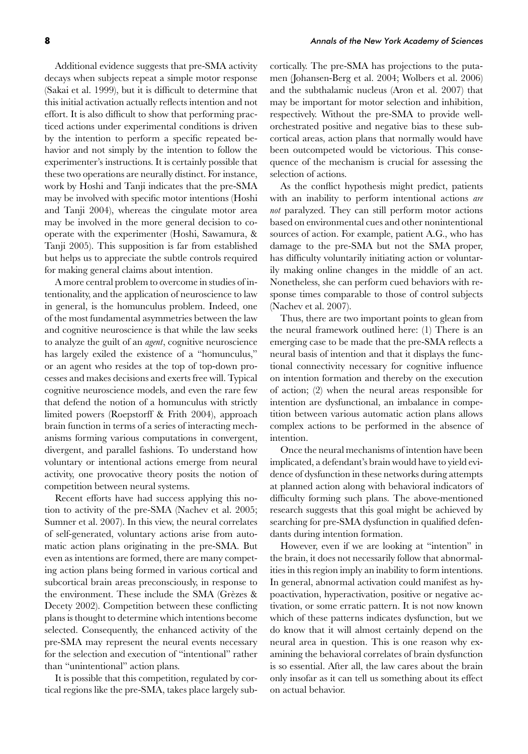Additional evidence suggests that pre-SMA activity decays when subjects repeat a simple motor response (Sakai et al. 1999), but it is difficult to determine that this initial activation actually reflects intention and not effort. It is also difficult to show that performing practiced actions under experimental conditions is driven by the intention to perform a specific repeated behavior and not simply by the intention to follow the experimenter's instructions. It is certainly possible that these two operations are neurally distinct. For instance, work by Hoshi and Tanji indicates that the pre-SMA may be involved with specific motor intentions (Hoshi and Tanji 2004), whereas the cingulate motor area may be involved in the more general decision to cooperate with the experimenter (Hoshi, Sawamura, & Tanji 2005). This supposition is far from established but helps us to appreciate the subtle controls required for making general claims about intention.

A more central problem to overcome in studies of intentionality, and the application of neuroscience to law in general, is the homunculus problem. Indeed, one of the most fundamental asymmetries between the law and cognitive neuroscience is that while the law seeks to analyze the guilt of an *agent*, cognitive neuroscience has largely exiled the existence of a "homunculus," or an agent who resides at the top of top-down processes and makes decisions and exerts free will. Typical cognitive neuroscience models, and even the rare few that defend the notion of a homunculus with strictly limited powers (Roepstorff & Frith 2004), approach brain function in terms of a series of interacting mechanisms forming various computations in convergent, divergent, and parallel fashions. To understand how voluntary or intentional actions emerge from neural activity, one provocative theory posits the notion of competition between neural systems.

Recent efforts have had success applying this notion to activity of the pre-SMA (Nachev et al. 2005; Sumner et al. 2007). In this view, the neural correlates of self-generated, voluntary actions arise from automatic action plans originating in the pre-SMA. But even as intentions are formed, there are many competing action plans being formed in various cortical and subcortical brain areas preconsciously, in response to the environment. These include the SMA (Grèzes & Decety 2002). Competition between these conflicting plans is thought to determine which intentions become selected. Consequently, the enhanced activity of the pre-SMA may represent the neural events necessary for the selection and execution of "intentional" rather than "unintentional" action plans.

It is possible that this competition, regulated by cortical regions like the pre-SMA, takes place largely subcortically. The pre-SMA has projections to the putamen (Johansen-Berg et al. 2004; Wolbers et al. 2006) and the subthalamic nucleus (Aron et al. 2007) that may be important for motor selection and inhibition, respectively. Without the pre-SMA to provide well-orchestrated positive and negative bias to these subcortical areas, action plans that normally would have been outcompeted would be victorious. This consequence of the mechanism is crucial for assessing the selection of actions.

As the conflict hypothesis might predict, patients with an inability to perform intentional actions *are not* paralyzed. They can still perform motor actions based on environmental cues and other nonintentional sources of action. For example, patient A.G., who has damage to the pre-SMA but not the SMA proper, has difficulty voluntarily initiating action or voluntarily making online changes in the middle of an act. Nonetheless, she can perform cued behaviors with response times comparable to those of control subjects (Nachev et al. 2007).

Thus, there are two important points to glean from the neural framework outlined here: (1) There is an emerging case to be made that the pre-SMA reflects a neural basis of intention and that it displays the functional connectivity necessary for cognitive influence on intention formation and thereby on the execution of action; (2) when the neural areas responsible for intention are dysfunctional, an imbalance in competition between various automatic action plans allows complex actions to be performed in the absence of intention.

Once the neural mechanisms of intention have been implicated, a defendant's brain would have to yield evidence of dysfunction in these networks during attempts at planned action along with behavioral indicators of difficulty forming such plans. The above-mentioned research suggests that this goal might be achieved by searching for pre-SMA dysfunction in qualified defendants during intention formation.

However, even if we are looking at "intention" in the brain, it does not necessarily follow that abnormalities in this region imply an inability to form intentions. In general, abnormal activation could manifest as hypoactivation, hyperactivation, positive or negative activation, or some erratic pattern. It is not now known which of these patterns indicates dysfunction, but we do know that it will almost certainly depend on the neural area in question. This is one reason why examining the behavioral correlates of brain dysfunction is so essential. After all, the law cares about the brain only insofar as it can tell us something about its effect on actual behavior.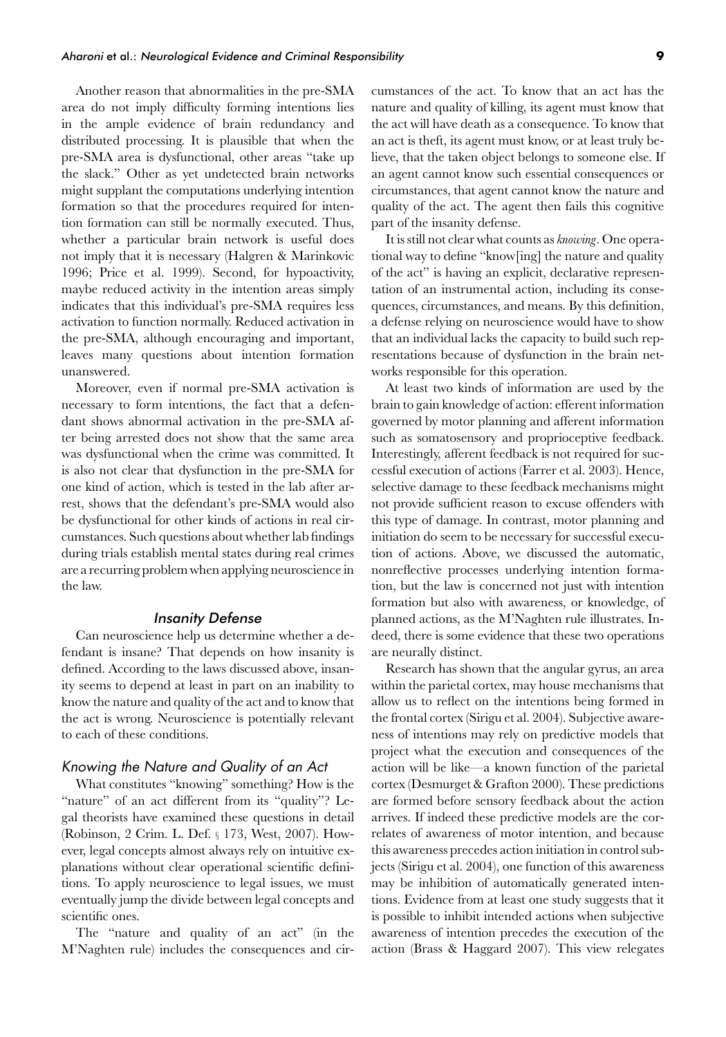Another reason that abnormalities in the pre-SMA area do not imply difficulty forming intentions lies in the ample evidence of brain redundancy and distributed processing. It is plausible that when the pre-SMA area is dysfunctional, other areas "take up the slack." Other as yet undetected brain networks might supplant the computations underlying intention formation so that the procedures required for intention formation can still be normally executed. Thus, whether a particular brain network is useful does not imply that it is necessary (Halgren & Marinkovic 1996; Price et al. 1999). Second, for hypoactivity, maybe reduced activity in the intention areas simply indicates that this individual's pre-SMA requires less activation to function normally. Reduced activation in the pre-SMA, although encouraging and important, leaves many questions about intention formation unanswered.

Moreover, even if normal pre-SMA activation is necessary to form intentions, the fact that a defendant shows abnormal activation in the pre-SMA after being arrested does not show that the same area was dysfunctional when the crime was committed. It is also not clear that dysfunction in the pre-SMA for one kind of action, which is tested in the lab after arrest, shows that the defendant's pre-SMA would also be dysfunctional for other kinds of actions in real circumstances. Such questions about whether lab findings during trials establish mental states during real crimes are a recurring problem when applying neuroscience in the law.

## Insanity Defense

Can neuroscience help us determine whether a defendant is insane? That depends on how insanity is defined. According to the laws discussed above, insanity seems to depend at least in part on an inability to know the nature and quality of the act and to know that the act is wrong. Neuroscience is potentially relevant to each of these conditions.

### Knowing the Nature and Quality of an Act

What constitutes "knowing" something? How is the "nature" of an act different from its "quality"? Legal theorists have examined these questions in detail (Robinson, 2 Crim. L. Def. § 173, West, 2007). However, legal concepts almost always rely on intuitive explanations without clear operational scientific definitions. To apply neuroscience to legal issues, we must eventually jump the divide between legal concepts and scientific ones.

The "nature and quality of an act" (in the M'Naghten rule) includes the consequences and circumstances of the act. To know that an act has the nature and quality of killing, its agent must know that the act will have death as a consequence. To know that an act is theft, its agent must know, or at least truly believe, that the taken object belongs to someone else. If an agent cannot know such essential consequences or circumstances, that agent cannot know the nature and quality of the act. The agent then fails this cognitive part of the insanity defense.

It is still not clear what counts as *knowing*. One operational way to define "know[ing] the nature and quality of the act" is having an explicit, declarative representation of an instrumental action, including its consequences, circumstances, and means. By this definition, a defense relying on neuroscience would have to show that an individual lacks the capacity to build such representations because of dysfunction in the brain networks responsible for this operation.

At least two kinds of information are used by the brain to gain knowledge of action: efferent information governed by motor planning and afferent information such as somatosensory and proprioceptive feedback. Interestingly, afferent feedback is not required for successful execution of actions (Farrer et al. 2003). Hence, selective damage to these feedback mechanisms might not provide sufficient reason to excuse offenders with this type of damage. In contrast, motor planning and initiation do seem to be necessary for successful execution of actions. Above, we discussed the automatic, nonreflective processes underlying intention formation, but the law is concerned not just with intention formation but also with awareness, or knowledge, of planned actions, as the M'Naghten rule illustrates. Indeed, there is some evidence that these two operations are neurally distinct.

Research has shown that the angular gyrus, an area within the parietal cortex, may house mechanisms that allow us to reflect on the intentions being formed in the frontal cortex (Sirigu et al. 2004). Subjective awareness of intentions may rely on predictive models that project what the execution and consequences of the action will be like—a known function of the parietal cortex (Desmurget & Grafton 2000). These predictions are formed before sensory feedback about the action arrives. If indeed these predictive models are the correlates of awareness of motor intention, and because this awareness precedes action initiation in control subjects (Sirigu et al. 2004), one function of this awareness may be inhibition of automatically generated intentions. Evidence from at least one study suggests that it is possible to inhibit intended actions when subjective awareness of intention precedes the execution of the action (Brass & Haggard 2007). This view relegates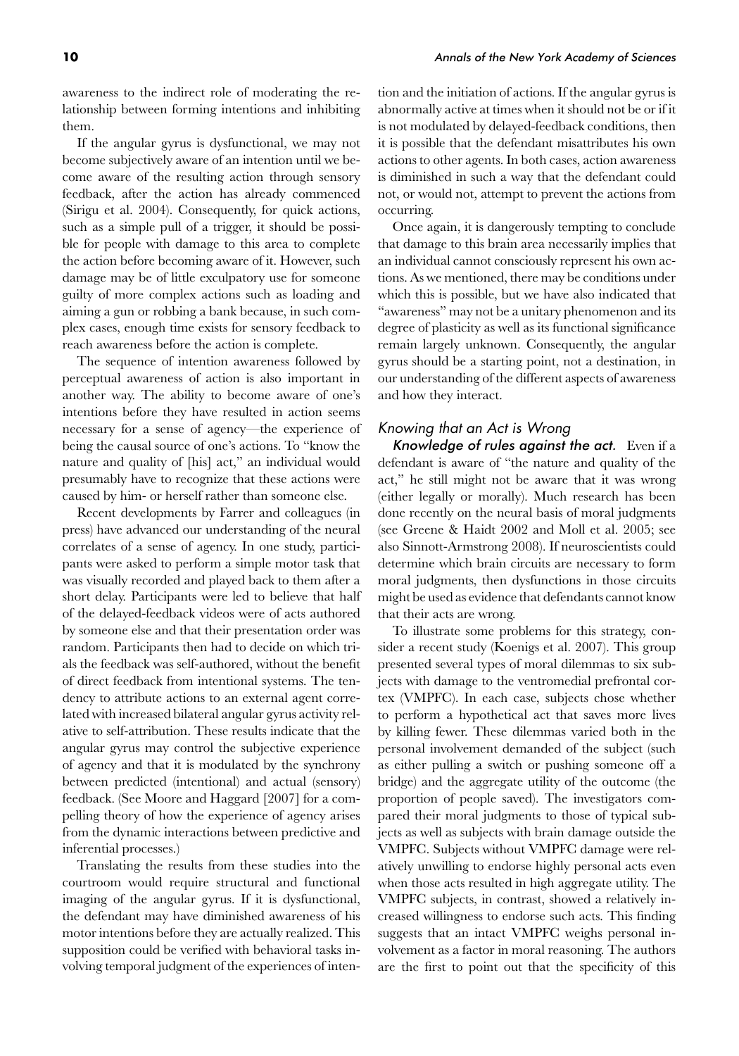awareness to the indirect role of moderating the relationship between forming intentions and inhibiting them.

If the angular gyrus is dysfunctional, we may not become subjectively aware of an intention until we become aware of the resulting action through sensory feedback, after the action has already commenced (Sirigu et al. 2004). Consequently, for quick actions, such as a simple pull of a trigger, it should be possible for people with damage to this area to complete the action before becoming aware of it. However, such damage may be of little exculpatory use for someone guilty of more complex actions such as loading and aiming a gun or robbing a bank because, in such complex cases, enough time exists for sensory feedback to reach awareness before the action is complete.

The sequence of intention awareness followed by perceptual awareness of action is also important in another way. The ability to become aware of one's intentions before they have resulted in action seems necessary for a sense of agency—the experience of being the causal source of one's actions. To "know the nature and quality of [his] act," an individual would presumably have to recognize that these actions were caused by him- or herself rather than someone else.

Recent developments by Farrer and colleagues (in press) have advanced our understanding of the neural correlates of a sense of agency. In one study, participants were asked to perform a simple motor task that was visually recorded and played back to them after a short delay. Participants were led to believe that half of the delayed-feedback videos were of acts authored by someone else and that their presentation order was random. Participants then had to decide on which trials the feedback was self-authored, without the benefit of direct feedback from intentional systems. The tendency to attribute actions to an external agent correlated with increased bilateral angular gyrus activity relative to self-attribution. These results indicate that the angular gyrus may control the subjective experience of agency and that it is modulated by the synchrony between predicted (intentional) and actual (sensory) feedback. (See Moore and Haggard [2007] for a compelling theory of how the experience of agency arises from the dynamic interactions between predictive and inferential processes.)

Translating the results from these studies into the courtroom would require structural and functional imaging of the angular gyrus. If it is dysfunctional, the defendant may have diminished awareness of his motor intentions before they are actually realized. This supposition could be verified with behavioral tasks involving temporal judgment of the experiences of intention and the initiation of actions. If the angular gyrus is abnormally active at times when it should not be or if it is not modulated by delayed-feedback conditions, then it is possible that the defendant misattributes his own actions to other agents. In both cases, action awareness is diminished in such a way that the defendant could not, or would not, attempt to prevent the actions from occurring.

Once again, it is dangerously tempting to conclude that damage to this brain area necessarily implies that an individual cannot consciously represent his own actions. As we mentioned, there may be conditions under which this is possible, but we have also indicated that "awareness" may not be a unitary phenomenon and its degree of plasticity as well as its functional significance remain largely unknown. Consequently, the angular gyrus should be a starting point, not a destination, in our understanding of the different aspects of awareness and how they interact.

### *Knowing that an Act is Wrong*

***Knowledge of rules against the act.*** Even if a defendant is aware of "the nature and quality of the act," he still might not be aware that it was wrong (either legally or morally). Much research has been done recently on the neural basis of moral judgments (see Greene & Haidt 2002 and Moll et al. 2005; see also Sinnott-Armstrong 2008). If neuroscientists could determine which brain circuits are necessary to form moral judgments, then dysfunctions in those circuits might be used as evidence that defendants cannot know that their acts are wrong.

To illustrate some problems for this strategy, consider a recent study (Koenigs et al. 2007). This group presented several types of moral dilemmas to six subjects with damage to the ventromedial prefrontal cortex (VMPFC). In each case, subjects chose whether to perform a hypothetical act that saves more lives by killing fewer. These dilemmas varied both in the personal involvement demanded of the subject (such as either pulling a switch or pushing someone off a bridge) and the aggregate utility of the outcome (the proportion of people saved). The investigators compared their moral judgments to those of typical subjects as well as subjects with brain damage outside the VMPFC. Subjects without VMPFC damage were relatively unwilling to endorse highly personal acts even when those acts resulted in high aggregate utility. The VMPFC subjects, in contrast, showed a relatively increased willingness to endorse such acts. This finding suggests that an intact VMPFC weighs personal involvement as a factor in moral reasoning. The authors are the first to point out that the specificity of this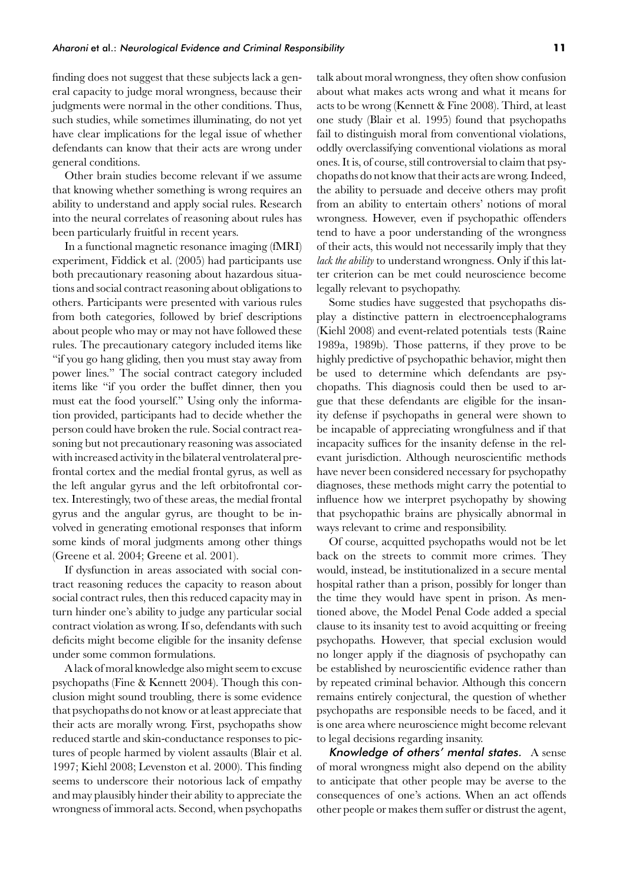finding does not suggest that these subjects lack a general capacity to judge moral wrongness, because their judgments were normal in the other conditions. Thus, such studies, while sometimes illuminating, do not yet have clear implications for the legal issue of whether defendants can know that their acts are wrong under general conditions.

Other brain studies become relevant if we assume that knowing whether something is wrong requires an ability to understand and apply social rules. Research into the neural correlates of reasoning about rules has been particularly fruitful in recent years.

In a functional magnetic resonance imaging (fMRI) experiment, Fiddick et al. (2005) had participants use both precautionary reasoning about hazardous situations and social contract reasoning about obligations to others. Participants were presented with various rules from both categories, followed by brief descriptions about people who may or may not have followed these rules. The precautionary category included items like "if you go hang gliding, then you must stay away from power lines." The social contract category included items like "if you order the buffet dinner, then you must eat the food yourself." Using only the information provided, participants had to decide whether the person could have broken the rule. Social contract reasoning but not precautionary reasoning was associated with increased activity in the bilateral ventrolateral prefrontal cortex and the medial frontal gyrus, as well as the left angular gyrus and the left orbitofrontal cortex. Interestingly, two of these areas, the medial frontal gyrus and the angular gyrus, are thought to be involved in generating emotional responses that inform some kinds of moral judgments among other things (Greene et al. 2004; Greene et al. 2001).

If dysfunction in areas associated with social contract reasoning reduces the capacity to reason about social contract rules, then this reduced capacity may in turn hinder one's ability to judge any particular social contract violation as wrong. If so, defendants with such deficits might become eligible for the insanity defense under some common formulations.

A lack of moral knowledge also might seem to excuse psychopaths (Fine & Kennett 2004). Though this conclusion might sound troubling, there is some evidence that psychopaths do not know or at least appreciate that their acts are morally wrong. First, psychopaths show reduced startle and skin-conductance responses to pictures of people harmed by violent assaults (Blair et al. 1997; Kiehl 2008; Levenston et al. 2000). This finding seems to underscore their notorious lack of empathy and may plausibly hinder their ability to appreciate the wrongness of immoral acts. Second, when psychopaths talk about moral wrongness, they often show confusion about what makes acts wrong and what it means for acts to be wrong (Kennett & Fine 2008). Third, at least one study (Blair et al. 1995) found that psychopaths fail to distinguish moral from conventional violations, oddly overclassifying conventional violations as moral ones. It is, of course, still controversial to claim that psychopaths do not know that their acts are wrong. Indeed, the ability to persuade and deceive others may profit from an ability to entertain others' notions of moral wrongness. However, even if psychopathic offenders tend to have a poor understanding of the wrongness of their acts, this would not necessarily imply that they *lack the ability* to understand wrongness. Only if this latter criterion can be met could neuroscience become legally relevant to psychopathy.

Some studies have suggested that psychopaths display a distinctive pattern in electroencephalograms (Kiehl 2008) and event-related potentials tests (Raine 1989a, 1989b). Those patterns, if they prove to be highly predictive of psychopathic behavior, might then be used to determine which defendants are psychopaths. This diagnosis could then be used to argue that these defendants are eligible for the insanity defense if psychopaths in general were shown to be incapable of appreciating wrongfulness and if that incapacity suffices for the insanity defense in the relevant jurisdiction. Although neuroscientific methods have never been considered necessary for psychopathy diagnoses, these methods might carry the potential to influence how we interpret psychopathy by showing that psychopathic brains are physically abnormal in ways relevant to crime and responsibility.

Of course, acquitted psychopaths would not be let back on the streets to commit more crimes. They would, instead, be institutionalized in a secure mental hospital rather than a prison, possibly for longer than the time they would have spent in prison. As mentioned above, the Model Penal Code added a special clause to its insanity test to avoid acquitting or freeing psychopaths. However, that special exclusion would no longer apply if the diagnosis of psychopathy can be established by neuroscientific evidence rather than by repeated criminal behavior. Although this concern remains entirely conjectural, the question of whether psychopaths are responsible needs to be faced, and it is one area where neuroscience might become relevant to legal decisions regarding insanity.

***Knowledge of others' mental states.*** A sense of moral wrongness might also depend on the ability to anticipate that other people may be averse to the consequences of one's actions. When an act offends other people or makes them suffer or distrust the agent,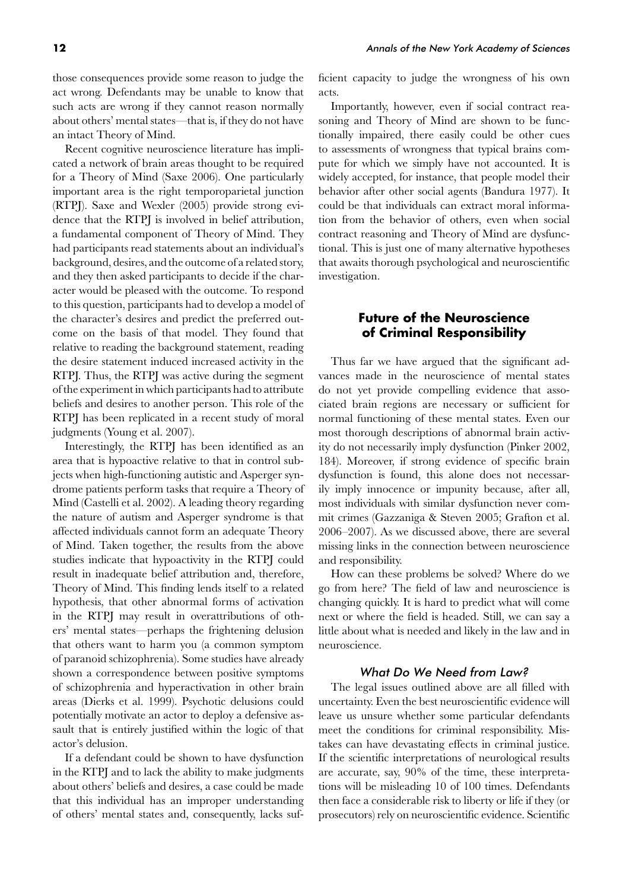those consequences provide some reason to judge the act wrong. Defendants may be unable to know that such acts are wrong if they cannot reason normally about others' mental states—that is, if they do not have an intact Theory of Mind.

Recent cognitive neuroscience literature has implicated a network of brain areas thought to be required for a Theory of Mind (Saxe 2006). One particularly important area is the right temporoparietal junction (RTPJ). Saxe and Wexler (2005) provide strong evidence that the RTPJ is involved in belief attribution, a fundamental component of Theory of Mind. They had participants read statements about an individual's background, desires, and the outcome of a related story, and they then asked participants to decide if the character would be pleased with the outcome. To respond to this question, participants had to develop a model of the character's desires and predict the preferred outcome on the basis of that model. They found that relative to reading the background statement, reading the desire statement induced increased activity in the RTPJ. Thus, the RTPJ was active during the segment of the experiment in which participants had to attribute beliefs and desires to another person. This role of the RTPJ has been replicated in a recent study of moral judgments (Young et al. 2007).

Interestingly, the RTPJ has been identified as an area that is hypoactive relative to that in control subjects when high-functioning autistic and Asperger syndrome patients perform tasks that require a Theory of Mind (Castelli et al. 2002). A leading theory regarding the nature of autism and Asperger syndrome is that affected individuals cannot form an adequate Theory of Mind. Taken together, the results from the above studies indicate that hypoactivity in the RTPJ could result in inadequate belief attribution and, therefore, Theory of Mind. This finding lends itself to a related hypothesis, that other abnormal forms of activation in the RTPJ may result in overattributions of others' mental states—perhaps the frightening delusion that others want to harm you (a common symptom of paranoid schizophrenia). Some studies have already shown a correspondence between positive symptoms of schizophrenia and hyperactivation in other brain areas (Dierks et al. 1999). Psychotic delusions could potentially motivate an actor to deploy a defensive assault that is entirely justified within the logic of that actor's delusion.

If a defendant could be shown to have dysfunction in the RTPJ and to lack the ability to make judgments about others' beliefs and desires, a case could be made that this individual has an improper understanding of others' mental states and, consequently, lacks sufficient capacity to judge the wrongness of his own acts.

Importantly, however, even if social contract reasoning and Theory of Mind are shown to be functionally impaired, there easily could be other cues to assessments of wrongness that typical brains compute for which we simply have not accounted. It is widely accepted, for instance, that people model their behavior after other social agents (Bandura 1977). It could be that individuals can extract moral information from the behavior of others, even when social contract reasoning and Theory of Mind are dysfunctional. This is just one of many alternative hypotheses that awaits thorough psychological and neuroscientific investigation.

## Future of the Neuroscience of Criminal Responsibility

Thus far we have argued that the significant advances made in the neuroscience of mental states do not yet provide compelling evidence that associated brain regions are necessary or sufficient for normal functioning of these mental states. Even our most thorough descriptions of abnormal brain activity do not necessarily imply dysfunction (Pinker 2002, 184). Moreover, if strong evidence of specific brain dysfunction is found, this alone does not necessarily imply innocence or impunity because, after all, most individuals with similar dysfunction never commit crimes (Gazzaniga & Steven 2005; Grafton et al. 2006–2007). As we discussed above, there are several missing links in the connection between neuroscience and responsibility.

How can these problems be solved? Where do we go from here? The field of law and neuroscience is changing quickly. It is hard to predict what will come next or where the field is headed. Still, we can say a little about what is needed and likely in the law and in neuroscience.

### *What Do We Need from Law?*

The legal issues outlined above are all filled with uncertainty. Even the best neuroscientific evidence will leave us unsure whether some particular defendants meet the conditions for criminal responsibility. Mistakes can have devastating effects in criminal justice. If the scientific interpretations of neurological results are accurate, say, 90% of the time, these interpretations will be misleading 10 of 100 times. Defendants then face a considerable risk to liberty or life if they (or prosecutors) rely on neuroscientific evidence. Scientific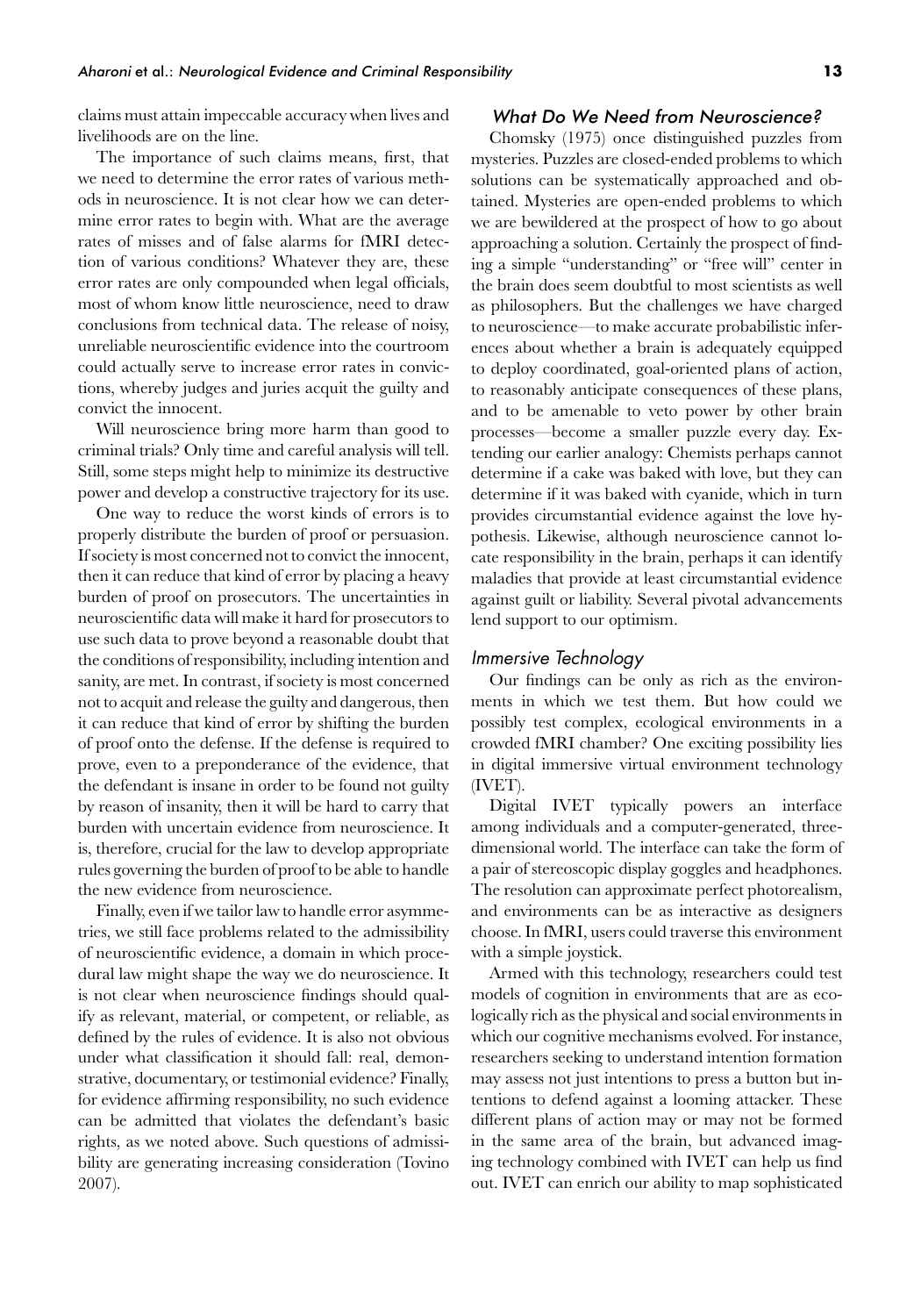claims must attain impeccable accuracy when lives and livelihoods are on the line.

The importance of such claims means, first, that we need to determine the error rates of various methods in neuroscience. It is not clear how we can determine error rates to begin with. What are the average rates of misses and of false alarms for fMRI detection of various conditions? Whatever they are, these error rates are only compounded when legal officials, most of whom know little neuroscience, need to draw conclusions from technical data. The release of noisy, unreliable neuroscientific evidence into the courtroom could actually serve to increase error rates in convictions, whereby judges and juries acquit the guilty and convict the innocent.

Will neuroscience bring more harm than good to criminal trials? Only time and careful analysis will tell. Still, some steps might help to minimize its destructive power and develop a constructive trajectory for its use.

One way to reduce the worst kinds of errors is to properly distribute the burden of proof or persuasion. If society is most concerned not to convict the innocent, then it can reduce that kind of error by placing a heavy burden of proof on prosecutors. The uncertainties in neuroscientific data will make it hard for prosecutors to use such data to prove beyond a reasonable doubt that the conditions of responsibility, including intention and sanity, are met. In contrast, if society is most concerned not to acquit and release the guilty and dangerous, then it can reduce that kind of error by shifting the burden of proof onto the defense. If the defense is required to prove, even to a preponderance of the evidence, that the defendant is insane in order to be found not guilty by reason of insanity, then it will be hard to carry that burden with uncertain evidence from neuroscience. It is, therefore, crucial for the law to develop appropriate rules governing the burden of proof to be able to handle the new evidence from neuroscience.

Finally, even if we tailor law to handle error asymmetries, we still face problems related to the admissibility of neuroscientific evidence, a domain in which procedural law might shape the way we do neuroscience. It is not clear when neuroscience findings should qualify as relevant, material, or competent, or reliable, as defined by the rules of evidence. It is also not obvious under what classification it should fall: real, demonstrative, documentary, or testimonial evidence? Finally, for evidence affirming responsibility, no such evidence can be admitted that violates the defendant's basic rights, as we noted above. Such questions of admissibility are generating increasing consideration (Tovino 2007).

## *What Do We Need from Neuroscience?*

Chomsky (1975) once distinguished puzzles from mysteries. Puzzles are closed-ended problems to which solutions can be systematically approached and obtained. Mysteries are open-ended problems to which we are bewildered at the prospect of how to go about approaching a solution. Certainly the prospect of finding a simple "understanding" or "free will" center in the brain does seem doubtful to most scientists as well as philosophers. But the challenges we have charged to neuroscience—to make accurate probabilistic inferences about whether a brain is adequately equipped to deploy coordinated, goal-oriented plans of action, to reasonably anticipate consequences of these plans, and to be amenable to veto power by other brain processes—become a smaller puzzle every day. Extending our earlier analogy: Chemists perhaps cannot determine if a cake was baked with love, but they can determine if it was baked with cyanide, which in turn provides circumstantial evidence against the love hypothesis. Likewise, although neuroscience cannot locate responsibility in the brain, perhaps it can identify maladies that provide at least circumstantial evidence against guilt or liability. Several pivotal advancements lend support to our optimism.

### *Immersive Technology*

Our findings can be only as rich as the environments in which we test them. But how could we possibly test complex, ecological environments in a crowded fMRI chamber? One exciting possibility lies in digital immersive virtual environment technology (IVET).

Digital IVET typically powers an interface among individuals and a computer-generated, three-dimensional world. The interface can take the form of a pair of stereoscopic display goggles and headphones. The resolution can approximate perfect photorealism, and environments can be as interactive as designers choose. In fMRI, users could traverse this environment with a simple joystick.

Armed with this technology, researchers could test models of cognition in environments that are as ecologically rich as the physical and social environments in which our cognitive mechanisms evolved. For instance, researchers seeking to understand intention formation may assess not just intentions to press a button but intentions to defend against a looming attacker. These different plans of action may or may not be formed in the same area of the brain, but advanced imaging technology combined with IVET can help us find out. IVET can enrich our ability to map sophisticated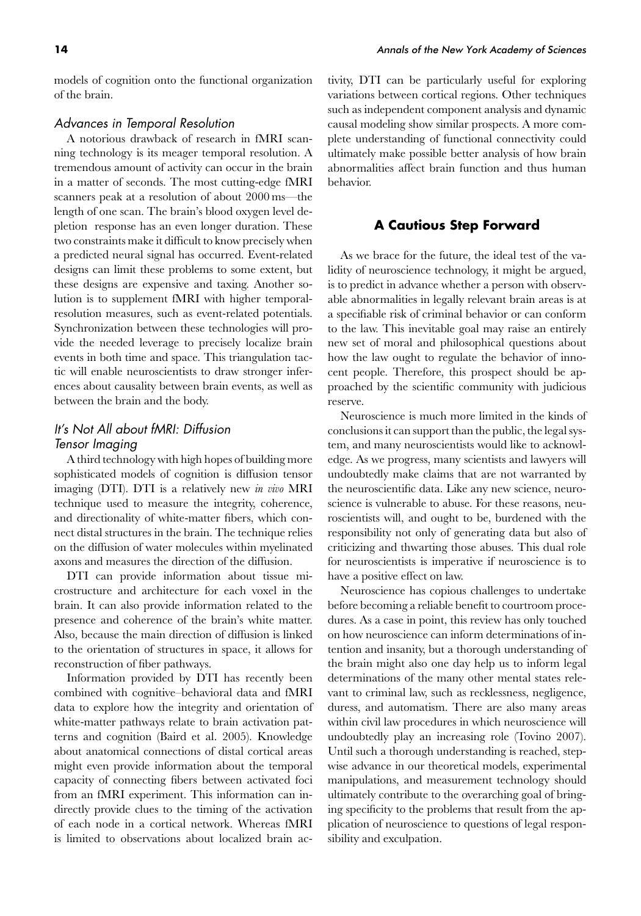models of cognition onto the functional organization of the brain.

### *Advances in Temporal Resolution*

A notorious drawback of research in fMRI scanning technology is its meager temporal resolution. A tremendous amount of activity can occur in the brain in a matter of seconds. The most cutting-edge fMRI scanners peak at a resolution of about 2000 ms—the length of one scan. The brain's blood oxygen level depletion response has an even longer duration. These two constraints make it difficult to know precisely when a predicted neural signal has occurred. Event-related designs can limit these problems to some extent, but these designs are expensive and taxing. Another solution is to supplement fMRI with higher temporal-resolution measures, such as event-related potentials. Synchronization between these technologies will provide the needed leverage to precisely localize brain events in both time and space. This triangulation tactic will enable neuroscientists to draw stronger inferences about causality between brain events, as well as between the brain and the body.

### *It's Not All about fMRI: Diffusion Tensor Imaging*

A third technology with high hopes of building more sophisticated models of cognition is diffusion tensor imaging (DTI). DTI is a relatively new *in vivo* MRI technique used to measure the integrity, coherence, and directionality of white-matter fibers, which connect distal structures in the brain. The technique relies on the diffusion of water molecules within myelinated axons and measures the direction of the diffusion.

DTI can provide information about tissue microstructure and architecture for each voxel in the brain. It can also provide information related to the presence and coherence of the brain's white matter. Also, because the main direction of diffusion is linked to the orientation of structures in space, it allows for reconstruction of fiber pathways.

Information provided by DTI has recently been combined with cognitive–behavioral data and fMRI data to explore how the integrity and orientation of white-matter pathways relate to brain activation patterns and cognition (Baird et al. 2005). Knowledge about anatomical connections of distal cortical areas might even provide information about the temporal capacity of connecting fibers between activated foci from an fMRI experiment. This information can indirectly provide clues to the timing of the activation of each node in a cortical network. Whereas fMRI is limited to observations about localized brain activity, DTI can be particularly useful for exploring variations between cortical regions. Other techniques such as independent component analysis and dynamic causal modeling show similar prospects. A more complete understanding of functional connectivity could ultimately make possible better analysis of how brain abnormalities affect brain function and thus human behavior.

## A Cautious Step Forward

As we brace for the future, the ideal test of the validity of neuroscience technology, it might be argued, is to predict in advance whether a person with observable abnormalities in legally relevant brain areas is at a specifiable risk of criminal behavior or can conform to the law. This inevitable goal may raise an entirely new set of moral and philosophical questions about how the law ought to regulate the behavior of innocent people. Therefore, this prospect should be approached by the scientific community with judicious reserve.

Neuroscience is much more limited in the kinds of conclusions it can support than the public, the legal system, and many neuroscientists would like to acknowledge. As we progress, many scientists and lawyers will undoubtedly make claims that are not warranted by the neuroscientific data. Like any new science, neuroscience is vulnerable to abuse. For these reasons, neuroscientists will, and ought to be, burdened with the responsibility not only of generating data but also of criticizing and thwarting those abuses. This dual role for neuroscientists is imperative if neuroscience is to have a positive effect on law.

Neuroscience has copious challenges to undertake before becoming a reliable benefit to courtroom procedures. As a case in point, this review has only touched on how neuroscience can inform determinations of intention and insanity, but a thorough understanding of the brain might also one day help us to inform legal determinations of the many other mental states relevant to criminal law, such as recklessness, negligence, duress, and automatism. There are also many areas within civil law procedures in which neuroscience will undoubtedly play an increasing role (Tovino 2007). Until such a thorough understanding is reached, stepwise advance in our theoretical models, experimental manipulations, and measurement technology should ultimately contribute to the overarching goal of bringing specificity to the problems that result from the application of neuroscience to questions of legal responsibility and exculpation.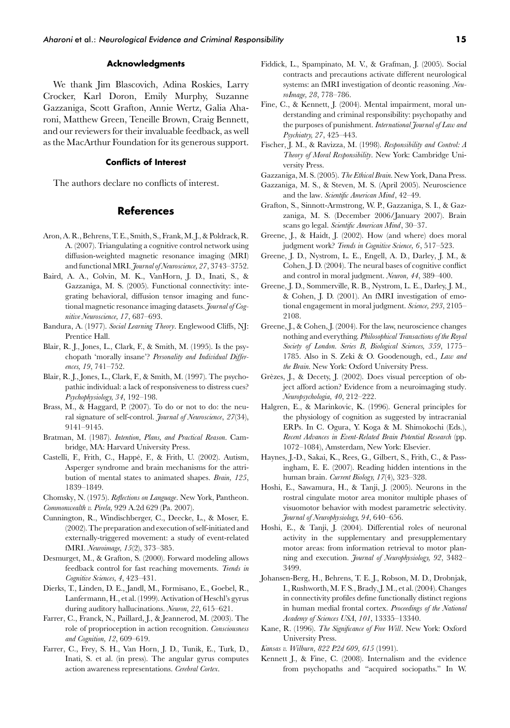## Acknowledgments

We thank Jim Blascovich, Adina Roskies, Larry Crocker, Karl Doron, Emily Murphy, Suzanne Gazzaniga, Scott Grafton, Annie Wertz, Galia Aharoni, Matthew Green, Teneille Brown, Craig Bennett, and our reviewers for their invaluable feedback, as well as the MacArthur Foundation for its generous support.

## Conflicts of Interest

The authors declare no conflicts of interest.

# References

Aron, A. R., Behrens, T. E., Smith, S., Frank, M. J., & Poldrack, R. A. (2007). Triangulating a cognitive control network using diffusion-weighted magnetic resonance imaging (MRI) and functional MRI. *Journal of Neuroscience*, *27*, 3743–3752.

Baird, A. A., Colvin, M. K., VanHorn, J. D., Inati, S., & Gazzaniga, M. S. (2005). Functional connectivity: integrating behavioral, diffusion tensor imaging and functional magnetic resonance imaging datasets. *Journal of Cognitive Neuroscience, 17*, 687–693.

Bandura, A. (1977). *Social Learning Theory*. Englewood Cliffs, NJ: Prentice Hall.

Blair, R. J., Jones, L., Clark, F., & Smith, M. (1995). Is the psychopath 'morally insane'? *Personality and Individual Differences, 19*, 741–752.

Blair, R. J., Jones, L., Clark, F., & Smith, M. (1997). The psychopathic individual: a lack of responsiveness to distress cues? *Psychophysiology, 34*, 192–198.

Brass, M., & Haggard, P. (2007). To do or not to do: the neural signature of self-control. *Journal of Neuroscience*, *27*(34), 9141–9145.

Bratman, M. (1987). *Intention, Plans, and Practical Reason*. Cambridge, MA: Harvard University Press.

Castelli, F., Frith, C., Happé, F., & Frith, U. (2002). Autism, Asperger syndrome and brain mechanisms for the attribution of mental states to animated shapes. *Brain, 125*, 1839–1849.

Chomsky, N. (1975). *Reflections on Language*. New York, Pantheon.

*Commonwealth v. Pirela,* 929 A.2d 629 (Pa. 2007).

Cunnington, R., Windischberger, C., Deecke, L., & Moser, E. (2002). The preparation and execution of self-initiated and externally-triggered movement: a study of event-related fMRI. *Neuroimage, 15*(2), 373–385.

Desmurget, M., & Grafton, S. (2000). Forward modeling allows feedback control for fast reaching movements. *Trends in Cognitive Sciences*, *4*, 423–431.

Dierks, T., Linden, D. E., Jandl, M., Formisano, E., Goebel, R., Lanfermann, H., et al. (1999). Activation of Heschl's gyrus during auditory hallucinations. *Neuron, 22*, 615–621.

Farrer, C., Franck, N., Paillard, J., & Jeannerod, M. (2003). The role of proprioception in action recognition. *Consciousness and Cognition, 12*, 609–619.

Farrer, C., Frey, S. H., Van Horn, J. D., Tunik, E., Turk, D., Inati, S. et al. (in press). The angular gyrus computes action awareness representations. *Cerebral Cortex*.

Fiddick, L., Spampinato, M. V., & Grafman, J. (2005). Social contracts and precautions activate different neurological systems: an fMRI investigation of deontic reasoning. *NeuroImage, 28*, 778–786.

Fine, C., & Kennett, J. (2004). Mental impairment, moral understanding and criminal responsibility: psychopathy and the purposes of punishment. *International Journal of Law and Psychiatry, 27*, 425–443.

Fischer, J. M., & Ravizza, M. (1998). *Responsibility and Control: A Theory of Moral Responsibility*. New York: Cambridge University Press.

Gazzaniga, M. S. (2005). *The Ethical Brain*. New York, Dana Press.

Gazzaniga, M. S., & Steven, M. S. (April 2005). Neuroscience and the law. *Scientific American Mind*, 42–49.

Grafton, S., Sinnott-Armstrong, W. P., Gazzaniga, S. I., & Gazzaniga, M. S. (December 2006/January 2007). Brain scans go legal. *Scientific American Mind*, 30–37.

Greene, J., & Haidt, J. (2002). How (and where) does moral judgment work? *Trends in Cognitive Science, 6*, 517–523.

Greene, J. D., Nystrom, L. E., Engell, A. D., Darley, J. M., & Cohen, J. D. (2004). The neural bases of cognitive conflict and control in moral judgment. *Neuron, 44*, 389–400.

Greene, J. D., Sommerville, R. B., Nystrom, L. E., Darley, J. M., & Cohen, J. D. (2001). An fMRI investigation of emotional engagement in moral judgment. *Science, 293*, 2105–2108.

Greene, J., & Cohen, J. (2004). For the law, neuroscience changes nothing and everything. *Philosophical Transactions of the Royal Society of London. Series B, Biological Sciences, 359*, 1775–1785. Also in S. Zeki & O. Goodenough, ed., *Law and the Brain*. New York: Oxford University Press.

Grèzes, J., & Decety, J. (2002). Does visual perception of object afford action? Evidence from a neuroimaging study. *Neuropsychologia, 40*, 212–222.

Halgren, E., & Marinkovic, K. (1996). General principles for the physiology of cognition as suggested by intracranial ERPs. In C. Ogura, Y. Koga & M. Shimokochi (Eds.), *Recent Advances in Event-Related Brain Potential Research* (pp. 1072–1084), Amsterdam, New York: Elsevier.

Haynes, J.-D., Sakai, K., Rees, G., Gilbert, S., Frith, C., & Passingham, E. E. (2007). Reading hidden intentions in the human brain. *Current Biology, 17*(4), 323–328.

Hoshi, E., Sawamura, H., & Tanji, J. (2005). Neurons in the rostral cingulate motor area monitor multiple phases of visuomotor behavior with modest parametric selectivity. *Journal of Neurophysiology, 94*, 640–656.

Hoshi, E., & Tanji, J. (2004). Differential roles of neuronal activity in the supplementary and presupplementary motor areas: from information retrieval to motor planning and execution. *Journal of Neurophysiology, 92*, 3482–3499.

Johansen-Berg, H., Behrens, T. E. J., Robson, M. D., Drobnjak, I., Rushworth, M. F. S., Brady, J. M., et al. (2004). Changes in connectivity profiles define functionally distinct regions in human medial frontal cortex. *Proceedings of the National Academy of Sciences USA*, *101*, 13335–13340.

Kane, R. (1996). *The Significance of Free Will*. New York: Oxford University Press.

*Kansas v. Wilburn, 822 P.2d 609, 615* (1991).

Kennett J., & Fine, C. (2008). Internalism and the evidence from psychopaths and "acquired sociopaths." In W.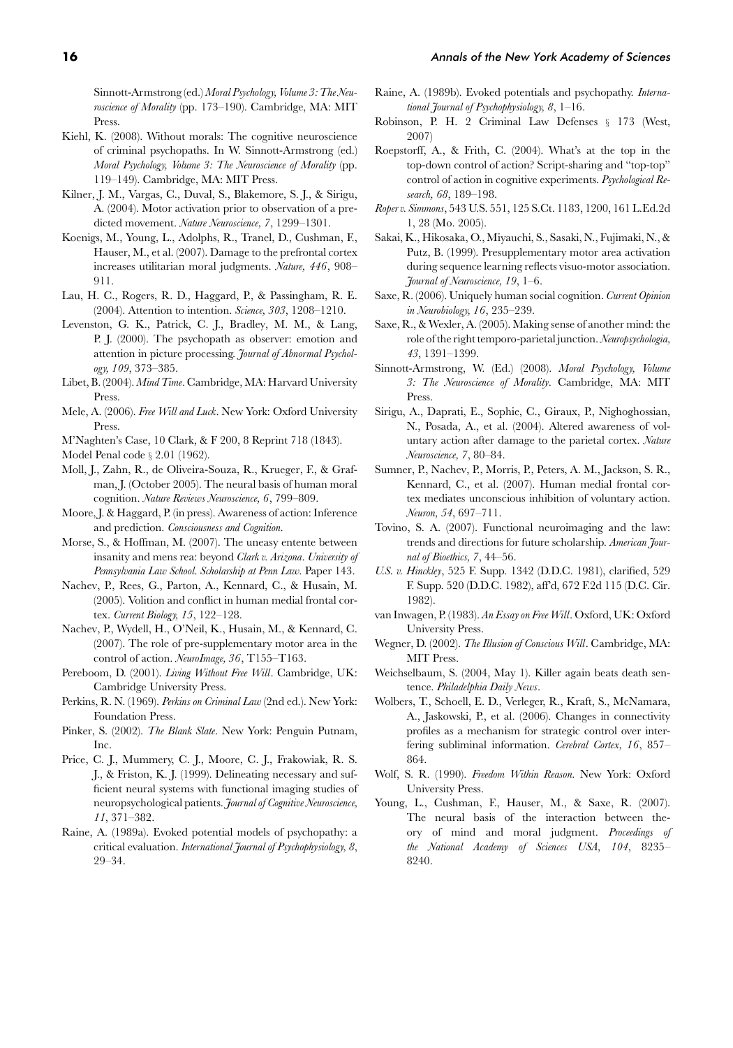Sinnott-Armstrong (ed.) *Moral Psychology, Volume 3: The Neuroscience of Morality* (pp. 173–190). Cambridge, MA: MIT Press.

Kiehl, K. (2008). Without morals: The cognitive neuroscience of criminal psychopaths. In W. Sinnott-Armstrong (ed.) *Moral Psychology, Volume 3: The Neuroscience of Morality* (pp. 119–149). Cambridge, MA: MIT Press.

Kilner, J. M., Vargas, C., Duval, S., Blakemore, S. J., & Sirigu, A. (2004). Motor activation prior to observation of a predicted movement. *Nature Neuroscience, 7*, 1299–1301.

Koenigs, M., Young, L., Adolphs, R., Tranel, D., Cushman, F., Hauser, M., et al. (2007). Damage to the prefrontal cortex increases utilitarian moral judgments. *Nature, 446*, 908–911.

Lau, H. C., Rogers, R. D., Haggard, P., & Passingham, R. E. (2004). Attention to intention. *Science, 303*, 1208–1210.

Levenston, G. K., Patrick, C. J., Bradley, M. M., & Lang, P. J. (2000). The psychopath as observer: emotion and attention in picture processing. *Journal of Abnormal Psychology, 109*, 373–385.

Libet, B. (2004). *Mind Time*. Cambridge, MA: Harvard University Press.

Mele, A. (2006). *Free Will and Luck*. New York: Oxford University Press.

M'Naghten's Case, 10 Clark, & F 200, 8 Reprint 718 (1843).

Model Penal code § 2.01 (1962).

Moll, J., Zahn, R., de Oliveira-Souza, R., Krueger, F., & Grafman, J. (October 2005). The neural basis of human moral cognition. *Nature Reviews Neuroscience, 6*, 799–809.

Moore, J. & Haggard, P. (in press). Awareness of action: Inference and prediction. *Consciousness and Cognition*.

Morse, S., & Hoffman, M. (2007). The uneasy entente between insanity and mens rea: beyond *Clark v. Arizona*. *University of Pennsylvania Law School. Scholarship at Penn Law*. Paper 143.

Nachev, P., Rees, G., Parton, A., Kennard, C., & Husain, M. (2005). Volition and conflict in human medial frontal cortex. *Current Biology, 15*, 122–128.

Nachev, P., Wydell, H., O'Neil, K., Husain, M., & Kennard, C. (2007). The role of pre-supplementary motor area in the control of action. *NeuroImage, 36*, T155–T163.

Pereboom, D. (2001). *Living Without Free Will*. Cambridge, UK: Cambridge University Press.

Perkins, R. N. (1969). *Perkins on Criminal Law* (2nd ed.). New York: Foundation Press.

Pinker, S. (2002). *The Blank Slate*. New York: Penguin Putnam, Inc.

Price, C. J., Mummery, C. J., Moore, C. J., Frakowiak, R. S. J., & Friston, K. J. (1999). Delineating necessary and sufficient neural systems with functional imaging studies of neuropsychological patients. *Journal of Cognitive Neuroscience, 11*, 371–382.

Raine, A. (1989a). Evoked potential models of psychopathy: a critical evaluation. *International Journal of Psychophysiology, 8*, 29–34.

Raine, A. (1989b). Evoked potentials and psychopathy. *International Journal of Psychophysiology, 8*, 1–16.

Robinson, P. H. 2 Criminal Law Defenses § 173 (West, 2007)

Roepstorff, A., & Frith, C. (2004). What's at the top in the top-down control of action? Script-sharing and "top-top" control of action in cognitive experiments. *Psychological Research, 68*, 189–198.

*Roper v. Simmons*, 543 U.S. 551, 125 S.Ct. 1183, 1200, 161 L.Ed.2d 1, 28 (Mo. 2005).

Sakai, K., Hikosaka, O., Miyauchi, S., Sasaki, N., Fujimaki, N., & Putz, B. (1999). Presupplementary motor area activation during sequence learning reflects visuo-motor association. *Journal of Neuroscience, 19*, 1–6.

Saxe, R. (2006). Uniquely human social cognition. *Current Opinion in Neurobiology, 16*, 235–239.

Saxe, R., & Wexler, A. (2005). Making sense of another mind: the role of the right temporo-parietal junction. *Neuropsychologia, 43*, 1391–1399.

Sinnott-Armstrong, W. (Ed.) (2008). *Moral Psychology, Volume 3: The Neuroscience of Morality*. Cambridge, MA: MIT Press.

Sirigu, A., Daprati, E., Sophie, C., Giraux, P., Nighoghossian, N., Posada, A., et al. (2004). Altered awareness of voluntary action after damage to the parietal cortex. *Nature Neuroscience, 7*, 80–84.

Sumner, P., Nachev, P., Morris, P., Peters, A. M., Jackson, S. R., Kennard, C., et al. (2007). Human medial frontal cortex mediates unconscious inhibition of voluntary action. *Neuron, 54*, 697–711.

Tovino, S. A. (2007). Functional neuroimaging and the law: trends and directions for future scholarship. *American Journal of Bioethics, 7*, 44–56.

*U.S. v. Hinckley*, 525 F. Supp. 1342 (D.D.C. 1981), clarified, 529 F. Supp. 520 (D.D.C. 1982), aff'd, 672 F.2d 115 (D.C. Cir. 1982).

van Inwagen, P. (1983). *An Essay on Free Will*. Oxford, UK: Oxford University Press.

Wegner, D. (2002). *The Illusion of Conscious Will*. Cambridge, MA: MIT Press.

Weichselbaum, S. (2004, May 1). Killer again beats death sentence. *Philadelphia Daily News*.

Wolbers, T., Schoell, E. D., Verleger, R., Kraft, S., McNamara, A., Jaskowski, P., et al. (2006). Changes in connectivity profiles as a mechanism for strategic control over interfering subliminal information. *Cerebral Cortex, 16*, 857–864.

Wolf, S. R. (1990). *Freedom Within Reason*. New York: Oxford University Press.

Young, L., Cushman, F., Hauser, M., & Saxe, R. (2007). The neural basis of the interaction between theory of mind and moral judgment. *Proceedings of the National Academy of Sciences USA, 104*, 8235–8240.